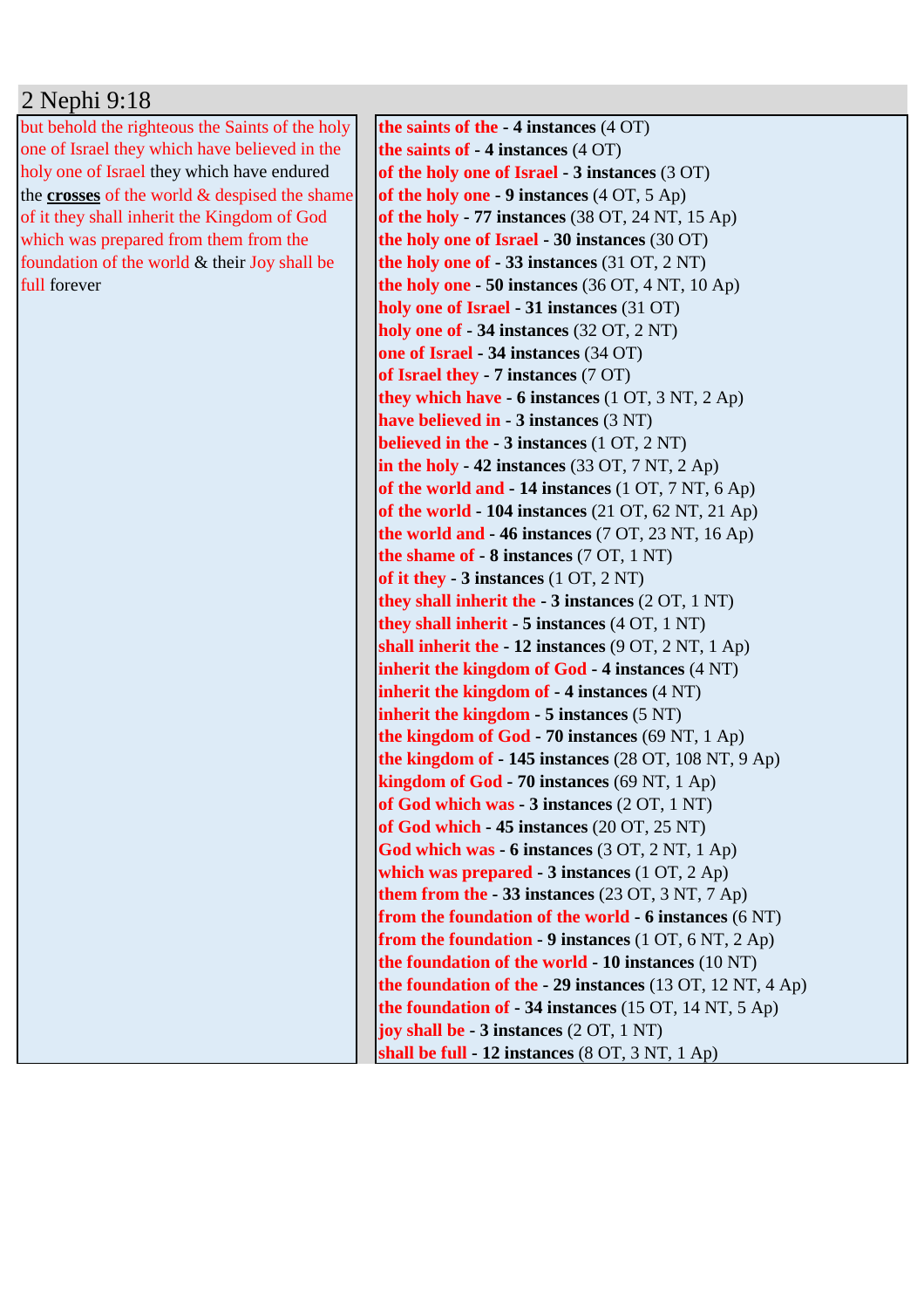# 2 Nephi 9:18

| | |
|---|---|
| but behold the righteous the Saints of the holy one of Israel they which have believed in the holy one of Israel they which have endured the **crosses** of the world & despised the shame of it they shall inherit the Kingdom of God which was prepared from them from the foundation of the world & their Joy shall be full forever | **the saints of the - 4 instances** (4 OT)<br>**the saints of - 4 instances** (4 OT)<br>**of the holy one of Israel - 3 instances** (3 OT)<br>**of the holy one - 9 instances** (4 OT, 5 Ap)<br>**of the holy - 77 instances** (38 OT, 24 NT, 15 Ap)<br>**the holy one of Israel - 30 instances** (30 OT)<br>**the holy one of - 33 instances** (31 OT, 2 NT)<br>**the holy one - 50 instances** (36 OT, 4 NT, 10 Ap)<br>**holy one of Israel - 31 instances** (31 OT)<br>**holy one of - 34 instances** (32 OT, 2 NT)<br>**one of Israel - 34 instances** (34 OT)<br>**of Israel they - 7 instances** (7 OT)<br>**they which have - 6 instances** (1 OT, 3 NT, 2 Ap)<br>**have believed in - 3 instances** (3 NT)<br>**believed in the - 3 instances** (1 OT, 2 NT)<br>**in the holy - 42 instances** (33 OT, 7 NT, 2 Ap)<br>**of the world and - 14 instances** (1 OT, 7 NT, 6 Ap)<br>**of the world - 104 instances** (21 OT, 62 NT, 21 Ap)<br>**the world and - 46 instances** (7 OT, 23 NT, 16 Ap)<br>**the shame of - 8 instances** (7 OT, 1 NT)<br>**of it they - 3 instances** (1 OT, 2 NT)<br>**they shall inherit the - 3 instances** (2 OT, 1 NT)<br>**they shall inherit - 5 instances** (4 OT, 1 NT)<br>**shall inherit the - 12 instances** (9 OT, 2 NT, 1 Ap)<br>**inherit the kingdom of God - 4 instances** (4 NT)<br>**inherit the kingdom of - 4 instances** (4 NT)<br>**inherit the kingdom - 5 instances** (5 NT)<br>**the kingdom of God - 70 instances** (69 NT, 1 Ap)<br>**the kingdom of - 145 instances** (28 OT, 108 NT, 9 Ap)<br>**kingdom of God - 70 instances** (69 NT, 1 Ap)<br>**of God which was - 3 instances** (2 OT, 1 NT)<br>**of God which - 45 instances** (20 OT, 25 NT)<br>**God which was - 6 instances** (3 OT, 2 NT, 1 Ap)<br>**which was prepared - 3 instances** (1 OT, 2 Ap)<br>**them from the - 33 instances** (23 OT, 3 NT, 7 Ap)<br>**from the foundation of the world - 6 instances** (6 NT)<br>**from the foundation - 9 instances** (1 OT, 6 NT, 2 Ap)<br>**the foundation of the world - 10 instances** (10 NT)<br>**the foundation of the - 29 instances** (13 OT, 12 NT, 4 Ap)<br>**the foundation of - 34 instances** (15 OT, 14 NT, 5 Ap)<br>**joy shall be - 3 instances** (2 OT, 1 NT)<br>**shall be full - 12 instances** (8 OT, 3 NT, 1 Ap) |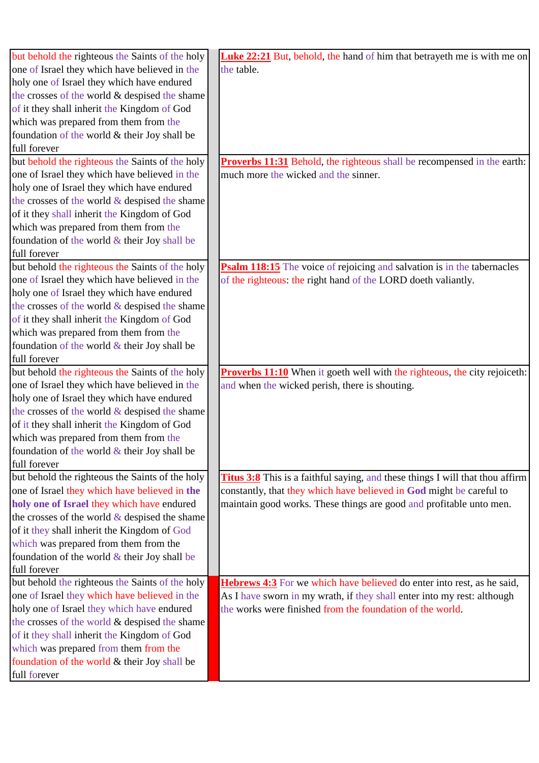| | | |
|---|---|---|
| but behold the righteous the Saints of the holy one of Israel they which have believed in the holy one of Israel they which have endured the crosses of the world & despised the shame of it they shall inherit the Kingdom of God which was prepared from them from the foundation of the world & their Joy shall be full forever | | **Luke 22:21** But, behold, the hand of him that betrayeth me is with me on the table. |
| but behold the righteous the Saints of the holy one of Israel they which have believed in the holy one of Israel they which have endured the crosses of the world & despised the shame of it they shall inherit the Kingdom of God which was prepared from them from the foundation of the world & their Joy shall be full forever | | **Proverbs 11:31** Behold, the righteous shall be recompensed in the earth: much more the wicked and the sinner. |
| but behold the righteous the Saints of the holy one of Israel they which have believed in the holy one of Israel they which have endured the crosses of the world & despised the shame of it they shall inherit the Kingdom of God which was prepared from them from the foundation of the world & their Joy shall be full forever | | **Psalm 118:15** The voice of rejoicing and salvation is in the tabernacles of the righteous: the right hand of the LORD doeth valiantly. |
| but behold the righteous the Saints of the holy one of Israel they which have believed in the holy one of Israel they which have endured the crosses of the world & despised the shame of it they shall inherit the Kingdom of God which was prepared from them from the foundation of the world & their Joy shall be full forever | | **Proverbs 11:10** When it goeth well with the righteous, the city rejoiceth: and when the wicked perish, there is shouting. |
| but behold the righteous the Saints of the holy one of Israel they which have believed in **the holy one of Israel** they which have endured the crosses of the world & despised the shame of it they shall inherit the Kingdom of God which was prepared from them from the foundation of the world & their Joy shall be full forever | | **Titus 3:8** This is a faithful saying, and these things I will that thou affirm constantly, that they which have believed in **God** might be careful to maintain good works. These things are good and profitable unto men. |
| but behold the righteous the Saints of the holy one of Israel they which have believed in the holy one of Israel they which have endured the crosses of the world & despised the shame of it they shall inherit the Kingdom of God which was prepared from them from the foundation of the world & their Joy shall be full forever | | **Hebrews 4:3** For we which have believed do enter into rest, as he said, As I have sworn in my wrath, if they shall enter into my rest: although the works were finished from the foundation of the world. |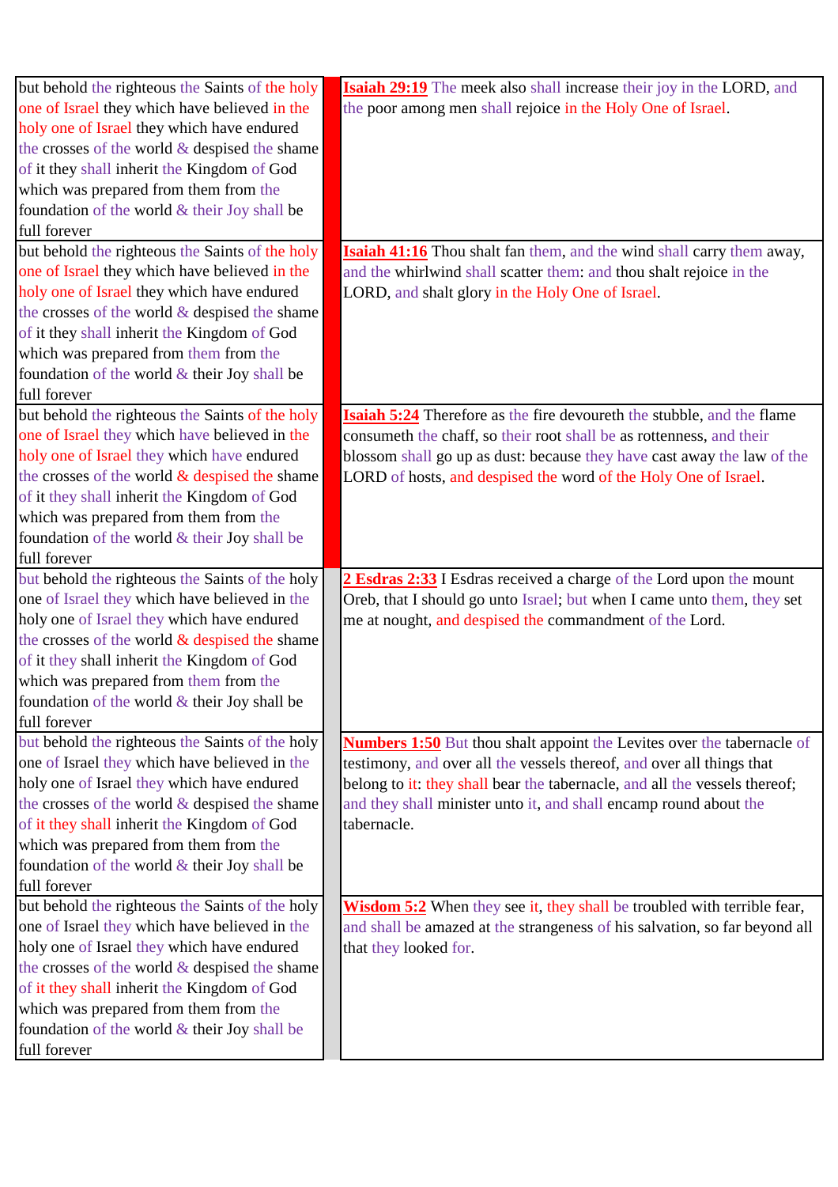| but behold the righteous the Saints of the holy one of Israel they which have believed in the holy one of Israel they which have endured the crosses of the world & despised the shame of it they shall inherit the Kingdom of God which was prepared from them from the foundation of the world & their Joy shall be full forever | | **Isaiah 29:19** The meek also shall increase their joy in the LORD, and the poor among men shall rejoice in the Holy One of Israel. |
|---|---|---|
| but behold the righteous the Saints of the holy one of Israel they which have believed in the holy one of Israel they which have endured the crosses of the world & despised the shame of it they shall inherit the Kingdom of God which was prepared from them from the foundation of the world & their Joy shall be full forever | | **Isaiah 41:16** Thou shalt fan them, and the wind shall carry them away, and the whirlwind shall scatter them: and thou shalt rejoice in the LORD, and shalt glory in the Holy One of Israel. |
| but behold the righteous the Saints of the holy one of Israel they which have believed in the holy one of Israel they which have endured the crosses of the world & despised the shame of it they shall inherit the Kingdom of God which was prepared from them from the foundation of the world & their Joy shall be full forever | | **Isaiah 5:24** Therefore as the fire devoureth the stubble, and the flame consumeth the chaff, so their root shall be as rottenness, and their blossom shall go up as dust: because they have cast away the law of the LORD of hosts, and despised the word of the Holy One of Israel. |
| but behold the righteous the Saints of the holy one of Israel they which have believed in the holy one of Israel they which have endured the crosses of the world & despised the shame of it they shall inherit the Kingdom of God which was prepared from them from the foundation of the world & their Joy shall be full forever | | **2 Esdras 2:33** I Esdras received a charge of the Lord upon the mount Oreb, that I should go unto Israel; but when I came unto them, they set me at nought, and despised the commandment of the Lord. |
| but behold the righteous the Saints of the holy one of Israel they which have believed in the holy one of Israel they which have endured the crosses of the world & despised the shame of it they shall inherit the Kingdom of God which was prepared from them from the foundation of the world & their Joy shall be full forever | | **Numbers 1:50** But thou shalt appoint the Levites over the tabernacle of testimony, and over all the vessels thereof, and over all things that belong to it: they shall bear the tabernacle, and all the vessels thereof; and they shall minister unto it, and shall encamp round about the tabernacle. |
| but behold the righteous the Saints of the holy one of Israel they which have believed in the holy one of Israel they which have endured the crosses of the world & despised the shame of it they shall inherit the Kingdom of God which was prepared from them from the foundation of the world & their Joy shall be full forever | | **Wisdom 5:2** When they see it, they shall be troubled with terrible fear, and shall be amazed at the strangeness of his salvation, so far beyond all that they looked for. |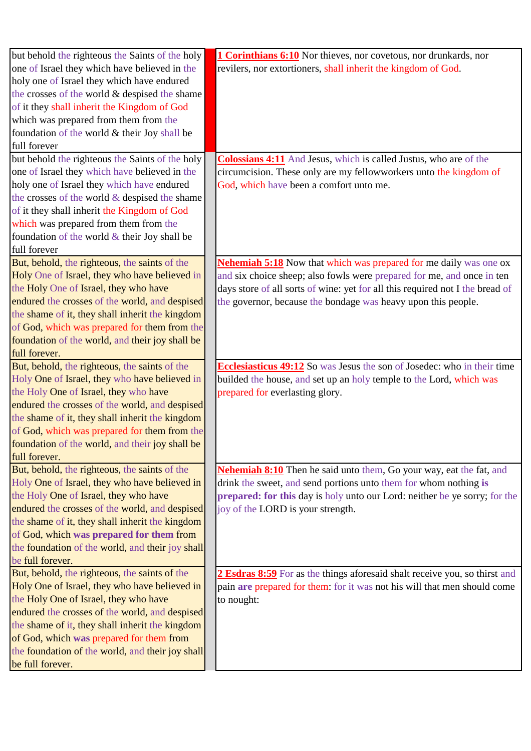| | | |
|---|---|---|
| but behold the righteous the Saints of the holy one of Israel they which have believed in the holy one of Israel they which have endured the crosses of the world & despised the shame of it they shall inherit the Kingdom of God which was prepared from them from the foundation of the world & their Joy shall be full forever | | **1 Corinthians 6:10** Nor thieves, nor covetous, nor drunkards, nor revilers, nor extortioners, shall inherit the kingdom of God. |
| but behold the righteous the Saints of the holy one of Israel they which have believed in the holy one of Israel they which have endured the crosses of the world & despised the shame of it they shall inherit the Kingdom of God which was prepared from them from the foundation of the world & their Joy shall be full forever | | **Colossians 4:11** And Jesus, which is called Justus, who are of the circumcision. These only are my fellowworkers unto the kingdom of God, which have been a comfort unto me. |
| But, behold, the righteous, the saints of the Holy One of Israel, they who have believed in the Holy One of Israel, they who have endured the crosses of the world, and despised the shame of it, they shall inherit the kingdom of God, which was prepared for them from the foundation of the world, and their joy shall be full forever. | | **Nehemiah 5:18** Now that which was prepared for me daily was one ox and six choice sheep; also fowls were prepared for me, and once in ten days store of all sorts of wine: yet for all this required not I the bread of the governor, because the bondage was heavy upon this people. |
| But, behold, the righteous, the saints of the Holy One of Israel, they who have believed in the Holy One of Israel, they who have endured the crosses of the world, and despised the shame of it, they shall inherit the kingdom of God, which was prepared for them from the foundation of the world, and their joy shall be full forever. | | **Ecclesiasticus 49:12** So was Jesus the son of Josedec: who in their time builded the house, and set up an holy temple to the Lord, which was prepared for everlasting glory. |
| But, behold, the righteous, the saints of the Holy One of Israel, they who have believed in the Holy One of Israel, they who have endured the crosses of the world, and despised the shame of it, they shall inherit the kingdom of God, which **was prepared for them** from the foundation of the world, and their joy shall be full forever. | | **Nehemiah 8:10** Then he said unto them, Go your way, eat the fat, and drink the sweet, and send portions unto them for whom nothing **is prepared: for this** day is holy unto our Lord: neither be ye sorry; for the joy of the LORD is your strength. |
| But, behold, the righteous, the saints of the Holy One of Israel, they who have believed in the Holy One of Israel, they who have endured the crosses of the world, and despised the shame of it, they shall inherit the kingdom of God, which **was** prepared for them from the foundation of the world, and their joy shall be full forever. | | **2 Esdras 8:59** For as the things aforesaid shalt receive you, so thirst and pain **are** prepared for them: for it was not his will that men should come to nought: |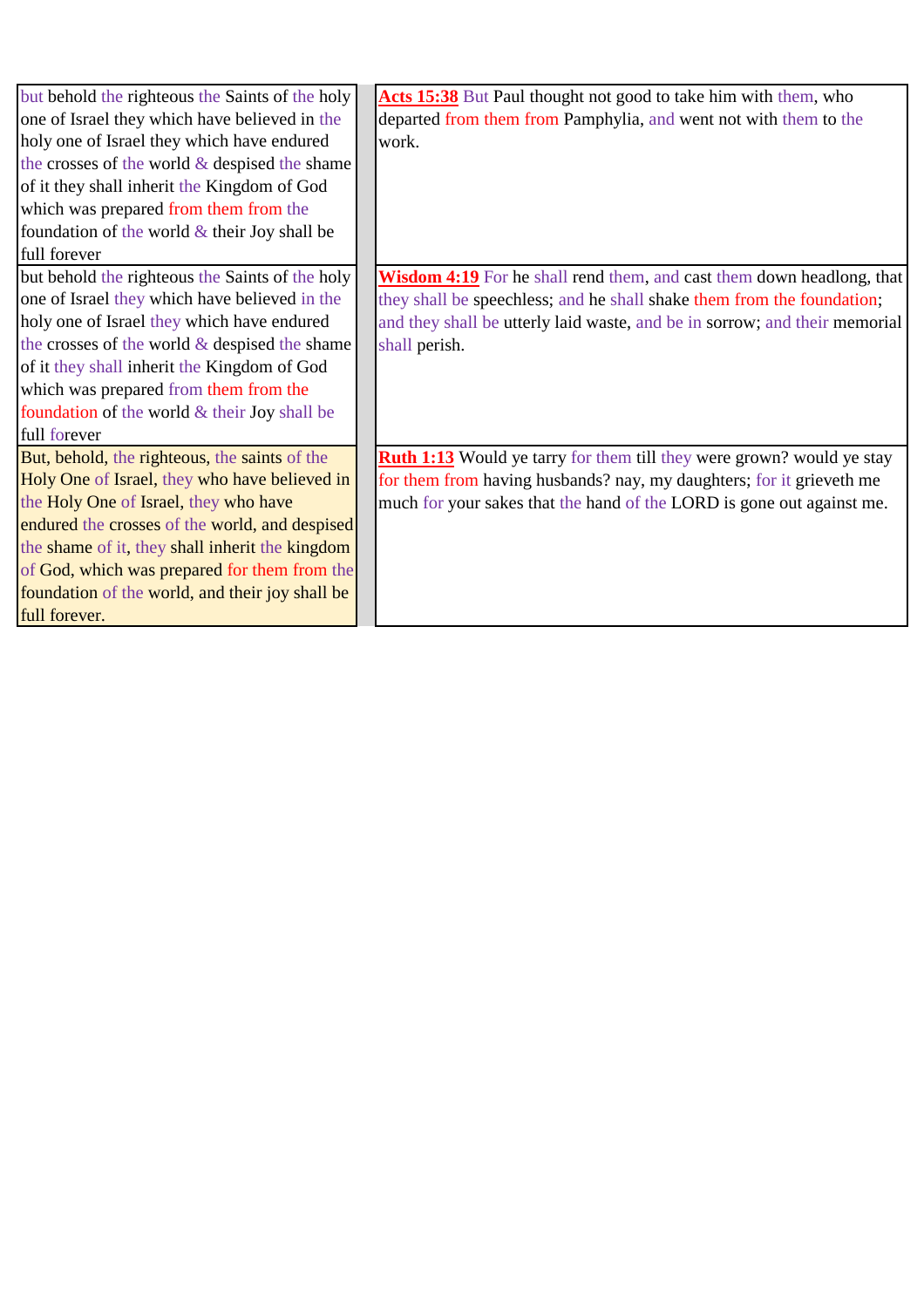| | |
|---|---|
| but behold the righteous the Saints of the holy one of Israel they which have believed in the holy one of Israel they which have endured the crosses of the world & despised the shame of it they shall inherit the Kingdom of God which was prepared from them from the foundation of the world & their Joy shall be full forever | **Acts 15:38** But Paul thought not good to take him with them, who departed from them from Pamphylia, and went not with them to the work. |
| but behold the righteous the Saints of the holy one of Israel they which have believed in the holy one of Israel they which have endured the crosses of the world & despised the shame of it they shall inherit the Kingdom of God which was prepared from them from the foundation of the world & their Joy shall be full forever | **Wisdom 4:19** For he shall rend them, and cast them down headlong, that they shall be speechless; and he shall shake them from the foundation; and they shall be utterly laid waste, and be in sorrow; and their memorial shall perish. |
| But, behold, the righteous, the saints of the Holy One of Israel, they who have believed in the Holy One of Israel, they who have endured the crosses of the world, and despised the shame of it, they shall inherit the kingdom of God, which was prepared for them from the foundation of the world, and their joy shall be full forever. | **Ruth 1:13** Would ye tarry for them till they were grown? would ye stay for them from having husbands? nay, my daughters; for it grieveth me much for your sakes that the hand of the LORD is gone out against me. |